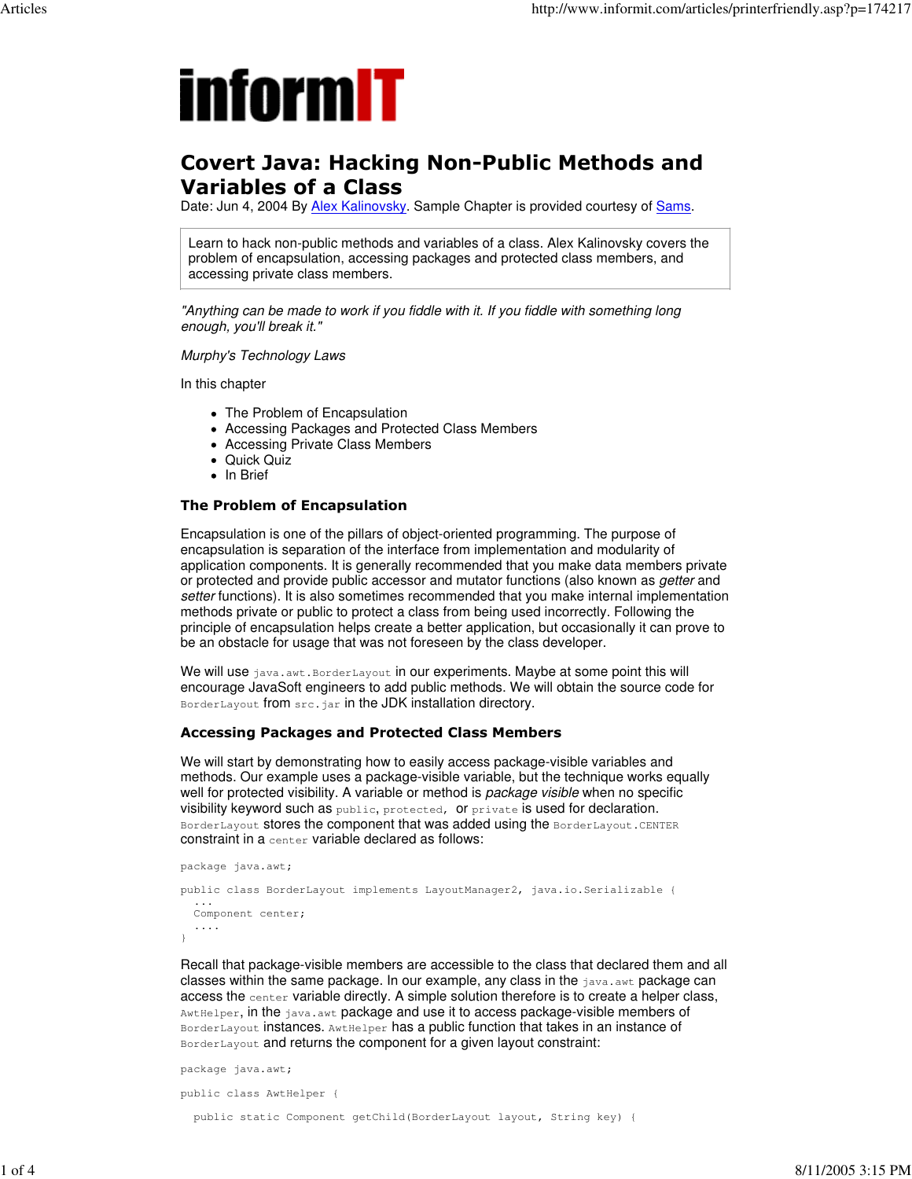**informIT**

# Covert Java: Hacking Non-Public Methods and Variables of a Class

Date: Jun 4, 2004 By Alex Kalinovsky. Sample Chapter is provided courtesy of Sams.

Learn to hack non-public methods and variables of a class. Alex Kalinovsky covers the problem of encapsulation, accessing packages and protected class members, and accessing private class members.

*"Anything can be made to work if you fiddle with it. If you fiddle with something long enough, you'll break it."*

*Murphy's Technology Laws*

In this chapter

- The Problem of Encapsulation
- Accessing Packages and Protected Class Members
- Accessing Private Class Members
- Quick Quiz
- In Brief

### The Problem of Encapsulation

Encapsulation is one of the pillars of object-oriented programming. The purpose of encapsulation is separation of the interface from implementation and modularity of application components. It is generally recommended that you make data members private or protected and provide public accessor and mutator functions (also known as *getter* and *setter* functions). It is also sometimes recommended that you make internal implementation methods private or public to protect a class from being used incorrectly. Following the principle of encapsulation helps create a better application, but occasionally it can prove to be an obstacle for usage that was not foreseen by the class developer.

We will use `java.awt.BorderLayout` in our experiments. Maybe at some point this will encourage JavaSoft engineers to add public methods. We will obtain the source code for `BorderLayout` from `src.jar` in the JDK installation directory.

### Accessing Packages and Protected Class Members

We will start by demonstrating how to easily access package-visible variables and methods. Our example uses a package-visible variable, but the technique works equally well for protected visibility. A variable or method is *package visible* when no specific visibility keyword such as `public`, `protected`, or `private` is used for declaration. `BorderLayout` stores the component that was added using the `BorderLayout.CENTER` constraint in a `center` variable declared as follows:

```
package java.awt;

public class BorderLayout implements LayoutManager2, java.io.Serializable {
  ...
  Component center;
  ....
}
```

Recall that package-visible members are accessible to the class that declared them and all classes within the same package. In our example, any class in the `java.awt` package can access the `center` variable directly. A simple solution therefore is to create a helper class, `AwtHelper`, in the `java.awt` package and use it to access package-visible members of `BorderLayout` instances. `AwtHelper` has a public function that takes in an instance of `BorderLayout` and returns the component for a given layout constraint:

```
package java.awt;

public class AwtHelper {

  public static Component getChild(BorderLayout layout, String key) {
```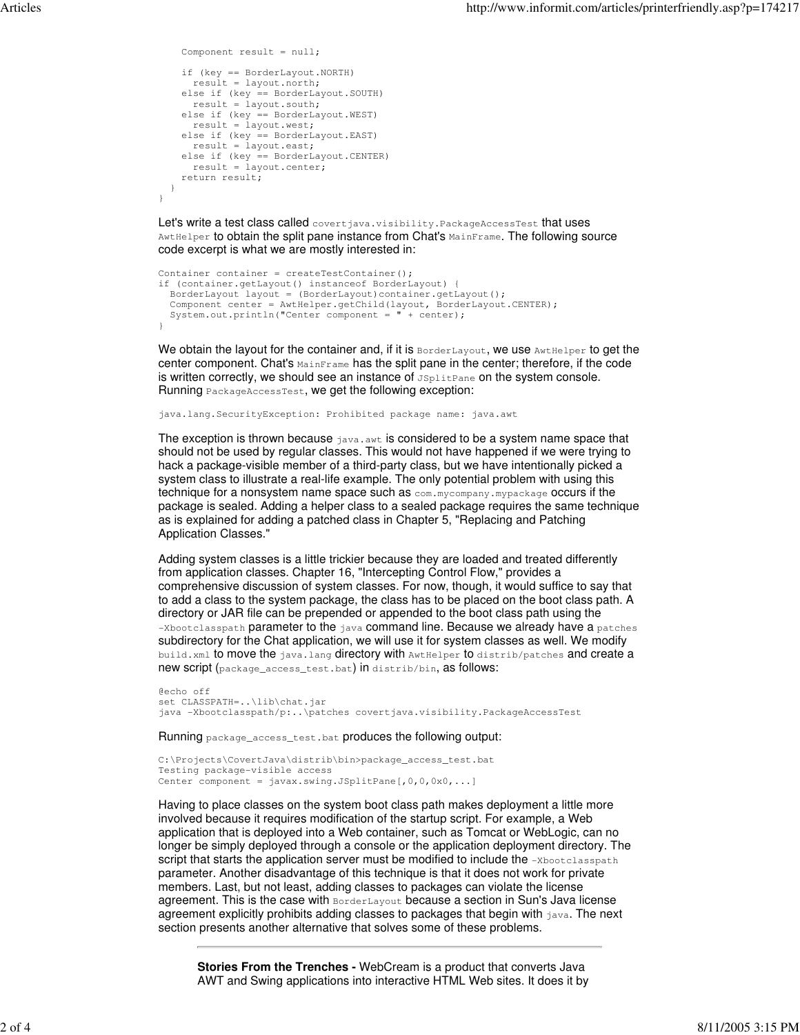```
    Component result = null;

    if (key == BorderLayout.NORTH)
      result = layout.north;
    else if (key == BorderLayout.SOUTH)
      result = layout.south;
    else if (key == BorderLayout.WEST)
      result = layout.west;
    else if (key == BorderLayout.EAST)
      result = layout.east;
    else if (key == BorderLayout.CENTER)
      result = layout.center;
    return result;
  }
}
```

Let's write a test class called `covertjava.visibility.PackageAccessTest` that uses `AwtHelper` to obtain the split pane instance from Chat's `MainFrame`. The following source code excerpt is what we are mostly interested in:

```
Container container = createTestContainer();
if (container.getLayout() instanceof BorderLayout) {
  BorderLayout layout = (BorderLayout)container.getLayout();
  Component center = AwtHelper.getChild(layout, BorderLayout.CENTER);
  System.out.println("Center component = " + center);
}
```

We obtain the layout for the container and, if it is `BorderLayout`, we use `AwtHelper` to get the center component. Chat's `MainFrame` has the split pane in the center; therefore, if the code is written correctly, we should see an instance of `JSplitPane` on the system console. Running `PackageAccessTest`, we get the following exception:

```
java.lang.SecurityException: Prohibited package name: java.awt
```

The exception is thrown because `java.awt` is considered to be a system name space that should not be used by regular classes. This would not have happened if we were trying to hack a package-visible member of a third-party class, but we have intentionally picked a system class to illustrate a real-life example. The only potential problem with using this technique for a nonsystem name space such as `com.mycompany.mypackage` occurs if the package is sealed. Adding a helper class to a sealed package requires the same technique as is explained for adding a patched class in Chapter 5, "Replacing and Patching Application Classes."

Adding system classes is a little trickier because they are loaded and treated differently from application classes. Chapter 16, "Intercepting Control Flow," provides a comprehensive discussion of system classes. For now, though, it would suffice to say that to add a class to the system package, the class has to be placed on the boot class path. A directory or JAR file can be prepended or appended to the boot class path using the `-Xbootclasspath` parameter to the `java` command line. Because we already have a `patches` subdirectory for the Chat application, we will use it for system classes as well. We modify `build.xml` to move the `java.lang` directory with `AwtHelper` to `distrib/patches` and create a new script (`package_access_test.bat`) in `distrib/bin`, as follows:

```
@echo off
set CLASSPATH=..\lib\chat.jar
java -Xbootclasspath/p:..\patches covertjava.visibility.PackageAccessTest
```

Running `package_access_test.bat` produces the following output:

```
C:\Projects\CovertJava\distrib\bin>package_access_test.bat
Testing package-visible access
Center component = javax.swing.JSplitPane[,0,0,0x0,...]
```

Having to place classes on the system boot class path makes deployment a little more involved because it requires modification of the startup script. For example, a Web application that is deployed into a Web container, such as Tomcat or WebLogic, can no longer be simply deployed through a console or the application deployment directory. The script that starts the application server must be modified to include the `-Xbootclasspath` parameter. Another disadvantage of this technique is that it does not work for private members. Last, but not least, adding classes to packages can violate the license agreement. This is the case with `BorderLayout` because a section in Sun's Java license agreement explicitly prohibits adding classes to packages that begin with `java`. The next section presents another alternative that solves some of these problems.

---

**Stories From the Trenches -** WebCream is a product that converts Java AWT and Swing applications into interactive HTML Web sites. It does it by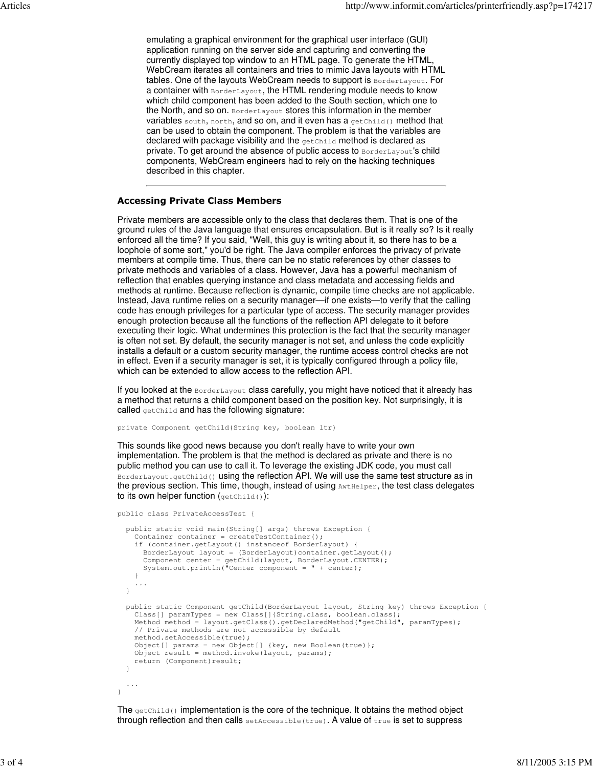emulating a graphical environment for the graphical user interface (GUI) application running on the server side and capturing and converting the currently displayed top window to an HTML page. To generate the HTML, WebCream iterates all containers and tries to mimic Java layouts with HTML tables. One of the layouts WebCream needs to support is `BorderLayout`. For a container with `BorderLayout`, the HTML rendering module needs to know which child component has been added to the South section, which one to the North, and so on. `BorderLayout` stores this information in the member variables `south`, `north`, and so on, and it even has a `getChild()` method that can be used to obtain the component. The problem is that the variables are declared with package visibility and the `getChild` method is declared as private. To get around the absence of public access to `BorderLayout`'s child components, WebCream engineers had to rely on the hacking techniques described in this chapter.

---

### Accessing Private Class Members

Private members are accessible only to the class that declares them. That is one of the ground rules of the Java language that ensures encapsulation. But is it really so? Is it really enforced all the time? If you said, "Well, this guy is writing about it, so there has to be a loophole of some sort," you'd be right. The Java compiler enforces the privacy of private members at compile time. Thus, there can be no static references by other classes to private methods and variables of a class. However, Java has a powerful mechanism of reflection that enables querying instance and class metadata and accessing fields and methods at runtime. Because reflection is dynamic, compile time checks are not applicable. Instead, Java runtime relies on a security manager—if one exists—to verify that the calling code has enough privileges for a particular type of access. The security manager provides enough protection because all the functions of the reflection API delegate to it before executing their logic. What undermines this protection is the fact that the security manager is often not set. By default, the security manager is not set, and unless the code explicitly installs a default or a custom security manager, the runtime access control checks are not in effect. Even if a security manager is set, it is typically configured through a policy file, which can be extended to allow access to the reflection API.

If you looked at the `BorderLayout` class carefully, you might have noticed that it already has a method that returns a child component based on the position key. Not surprisingly, it is called `getChild` and has the following signature:

```
private Component getChild(String key, boolean ltr)
```

This sounds like good news because you don't really have to write your own implementation. The problem is that the method is declared as private and there is no public method you can use to call it. To leverage the existing JDK code, you must call `BorderLayout.getChild()` using the reflection API. We will use the same test structure as in the previous section. This time, though, instead of using `AwtHelper`, the test class delegates to its own helper function (`getChild()`):

```
public class PrivateAccessTest {

  public static void main(String[] args) throws Exception {
    Container container = createTestContainer();
    if (container.getLayout() instanceof BorderLayout) {
      BorderLayout layout = (BorderLayout)container.getLayout();
      Component center = getChild(layout, BorderLayout.CENTER);
      System.out.println("Center component = " + center);
    }
    ...
  }

  public static Component getChild(BorderLayout layout, String key) throws Exception {
    Class[] paramTypes = new Class[]{String.class, boolean.class};
    Method method = layout.getClass().getDeclaredMethod("getChild", paramTypes);
    // Private methods are not accessible by default
    method.setAccessible(true);
    Object[] params = new Object[] {key, new Boolean(true)};
    Object result = method.invoke(layout, params);
    return (Component)result;
  }

  ...
}
```

The `getChild()` implementation is the core of the technique. It obtains the method object through reflection and then calls `setAccessible(true)`. A value of `true` is set to suppress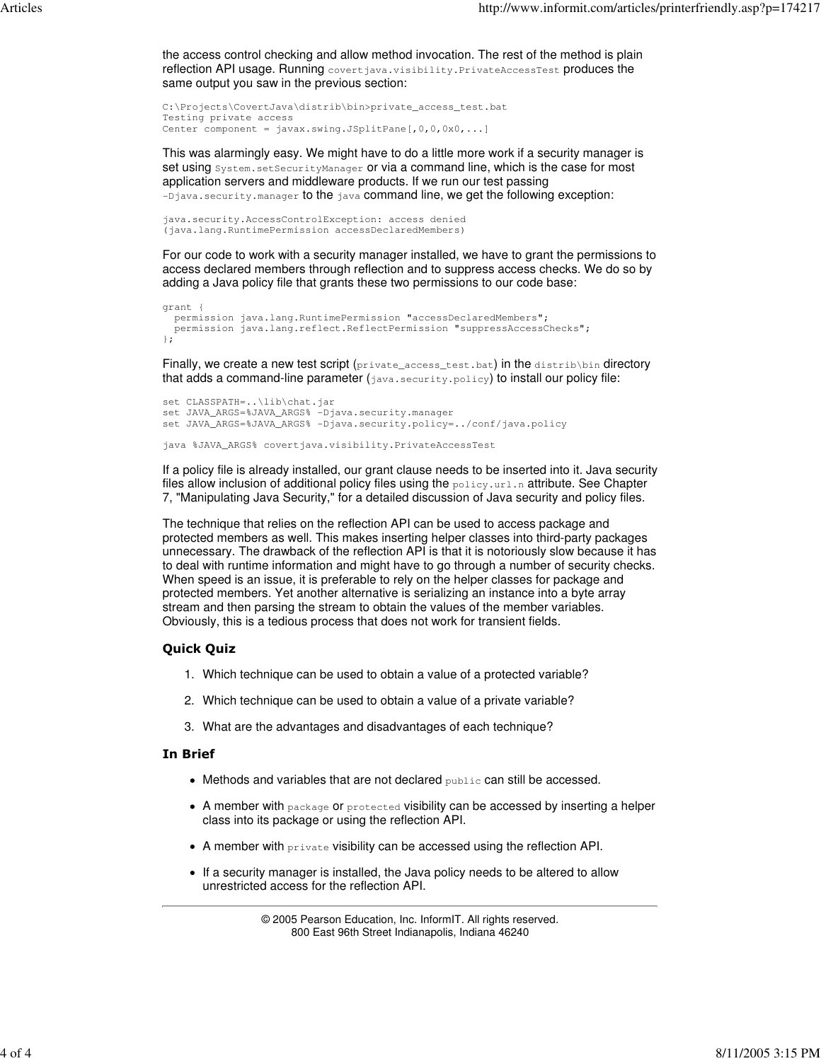the access control checking and allow method invocation. The rest of the method is plain reflection API usage. Running `covertjava.visibility.PrivateAccessTest` produces the same output you saw in the previous section:

```
C:\Projects\CovertJava\distrib\bin>private_access_test.bat
Testing private access
Center component = javax.swing.JSplitPane[,0,0,0x0,...]
```

This was alarmingly easy. We might have to do a little more work if a security manager is set using `System.setSecurityManager` or via a command line, which is the case for most application servers and middleware products. If we run our test passing `-Djava.security.manager` to the `java` command line, we get the following exception:

```
java.security.AccessControlException: access denied
(java.lang.RuntimePermission accessDeclaredMembers)
```

For our code to work with a security manager installed, we have to grant the permissions to access declared members through reflection and to suppress access checks. We do so by adding a Java policy file that grants these two permissions to our code base:

```
grant {
  permission java.lang.RuntimePermission "accessDeclaredMembers";
  permission java.lang.reflect.ReflectPermission "suppressAccessChecks";
};
```

Finally, we create a new test script (`private_access_test.bat`) in the `distrib\bin` directory that adds a command-line parameter (`java.security.policy`) to install our policy file:

```
set CLASSPATH=..\lib\chat.jar
set JAVA_ARGS=%JAVA_ARGS% -Djava.security.manager
set JAVA_ARGS=%JAVA_ARGS% -Djava.security.policy=../conf/java.policy

java %JAVA_ARGS% covertjava.visibility.PrivateAccessTest
```

If a policy file is already installed, our grant clause needs to be inserted into it. Java security files allow inclusion of additional policy files using the `policy.url.n` attribute. See Chapter 7, "Manipulating Java Security," for a detailed discussion of Java security and policy files.

The technique that relies on the reflection API can be used to access package and protected members as well. This makes inserting helper classes into third-party packages unnecessary. The drawback of the reflection API is that it is notoriously slow because it has to deal with runtime information and might have to go through a number of security checks. When speed is an issue, it is preferable to rely on the helper classes for package and protected members. Yet another alternative is serializing an instance into a byte array stream and then parsing the stream to obtain the values of the member variables. Obviously, this is a tedious process that does not work for transient fields.

### Quick Quiz

1. Which technique can be used to obtain a value of a protected variable?
2. Which technique can be used to obtain a value of a private variable?
3. What are the advantages and disadvantages of each technique?

### In Brief

- Methods and variables that are not declared `public` can still be accessed.
- A member with `package` or `protected` visibility can be accessed by inserting a helper class into its package or using the reflection API.
- A member with `private` visibility can be accessed using the reflection API.
- If a security manager is installed, the Java policy needs to be altered to allow unrestricted access for the reflection API.

---

© 2005 Pearson Education, Inc. InformIT. All rights reserved.
800 East 96th Street Indianapolis, Indiana 46240